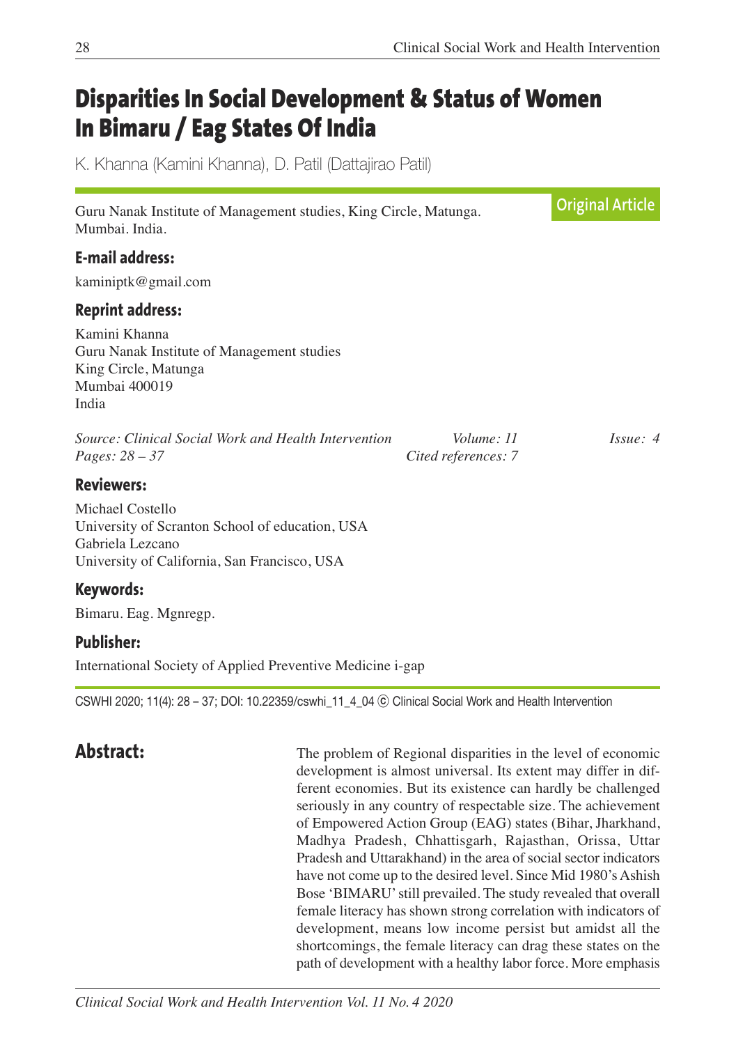# Disparities In Social Development & Status of Women In Bimaru / Eag States Of India

K. Khanna (Kamini Khanna), D. Patil (Dattajirao Patil)

**Original Article**

Guru Nanak Institute of Management studies, King Circle, Matunga. Mumbai. India.

### E-mail address:

kaminiptk@gmail.com

### Reprint address:

Kamini Khanna
Guru Nanak Institute of Management studies
King Circle, Matunga
Mumbai 400019
India

*Source: Clinical Social Work and Health Intervention* *Volume: 11* *Issue: 4*
*Pages: 28 – 37* *Cited references: 7*

### Reviewers:

Michael Costello
University of Scranton School of education, USA
Gabriela Lezcano
University of California, San Francisco, USA

### Keywords:

Bimaru. Eag. Mgnregp.

### Publisher:

International Society of Applied Preventive Medicine i-gap

CSWHI 2020; 11(4): 28 – 37; DOI: 10.22359/cswhi_11_4_04 ⓒ Clinical Social Work and Health Intervention

## Abstract:

The problem of Regional disparities in the level of economic development is almost universal. Its extent may differ in different economies. But its existence can hardly be challenged seriously in any country of respectable size. The achievement of Empowered Action Group (EAG) states (Bihar, Jharkhand, Madhya Pradesh, Chhattisgarh, Rajasthan, Orissa, Uttar Pradesh and Uttarakhand) in the area of social sector indicators have not come up to the desired level. Since Mid 1980's Ashish Bose 'BIMARU' still prevailed. The study revealed that overall female literacy has shown strong correlation with indicators of development, means low income persist but amidst all the shortcomings, the female literacy can drag these states on the path of development with a healthy labor force. More emphasis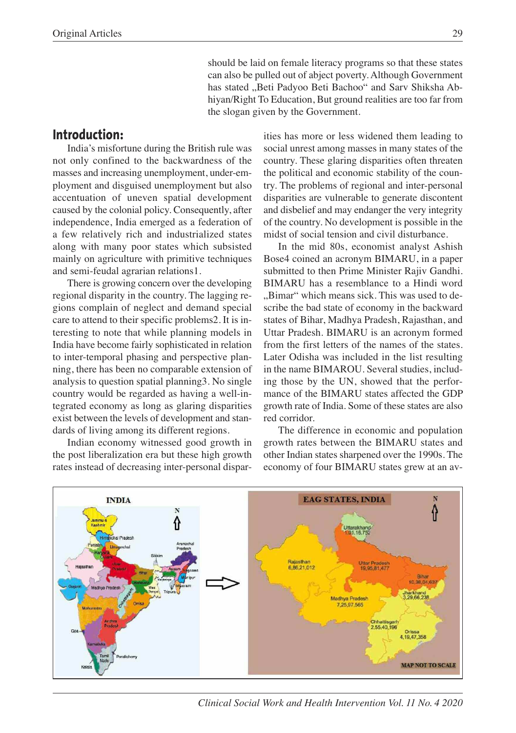should be laid on female literacy programs so that these states can also be pulled out of abject poverty. Although Government has stated „Beti Padyoo Beti Bachoo“ and Sarv Shiksha Abhiyan/Right To Education, But ground realities are too far from the slogan given by the Government.

## Introduction:

India's misfortune during the British rule was not only confined to the backwardness of the masses and increasing unemployment, under-employment and disguised unemployment but also accentuation of uneven spatial development caused by the colonial policy. Consequently, after independence, India emerged as a federation of a few relatively rich and industrialized states along with many poor states which subsisted mainly on agriculture with primitive techniques and semi-feudal agrarian relations1.

There is growing concern over the developing regional disparity in the country. The lagging regions complain of neglect and demand special care to attend to their specific problems2. It is interesting to note that while planning models in India have become fairly sophisticated in relation to inter-temporal phasing and perspective planning, there has been no comparable extension of analysis to question spatial planning3. No single country would be regarded as having a well-integrated economy as long as glaring disparities exist between the levels of development and standards of living among its different regions.

Indian economy witnessed good growth in the post liberalization era but these high growth rates instead of decreasing inter-personal disparities has more or less widened them leading to social unrest among masses in many states of the country. These glaring disparities often threaten the political and economic stability of the country. The problems of regional and inter-personal disparities are vulnerable to generate discontent and disbelief and may endanger the very integrity of the country. No development is possible in the midst of social tension and civil disturbance.

In the mid 80s, economist analyst Ashish Bose4 coined an acronym BIMARU, in a paper submitted to then Prime Minister Rajiv Gandhi. BIMARU has a resemblance to a Hindi word „Bimar“ which means sick. This was used to describe the bad state of economy in the backward states of Bihar, Madhya Pradesh, Rajasthan, and Uttar Pradesh. BIMARU is an acronym formed from the first letters of the names of the states. Later Odisha was included in the list resulting in the name BIMAROU. Several studies, including those by the UN, showed that the performance of the BIMARU states affected the GDP growth rate of India. Some of these states are also red corridor.

The difference in economic and population growth rates between the BIMARU states and other Indian states sharpened over the 1990s. The economy of four BIMARU states grew at an av-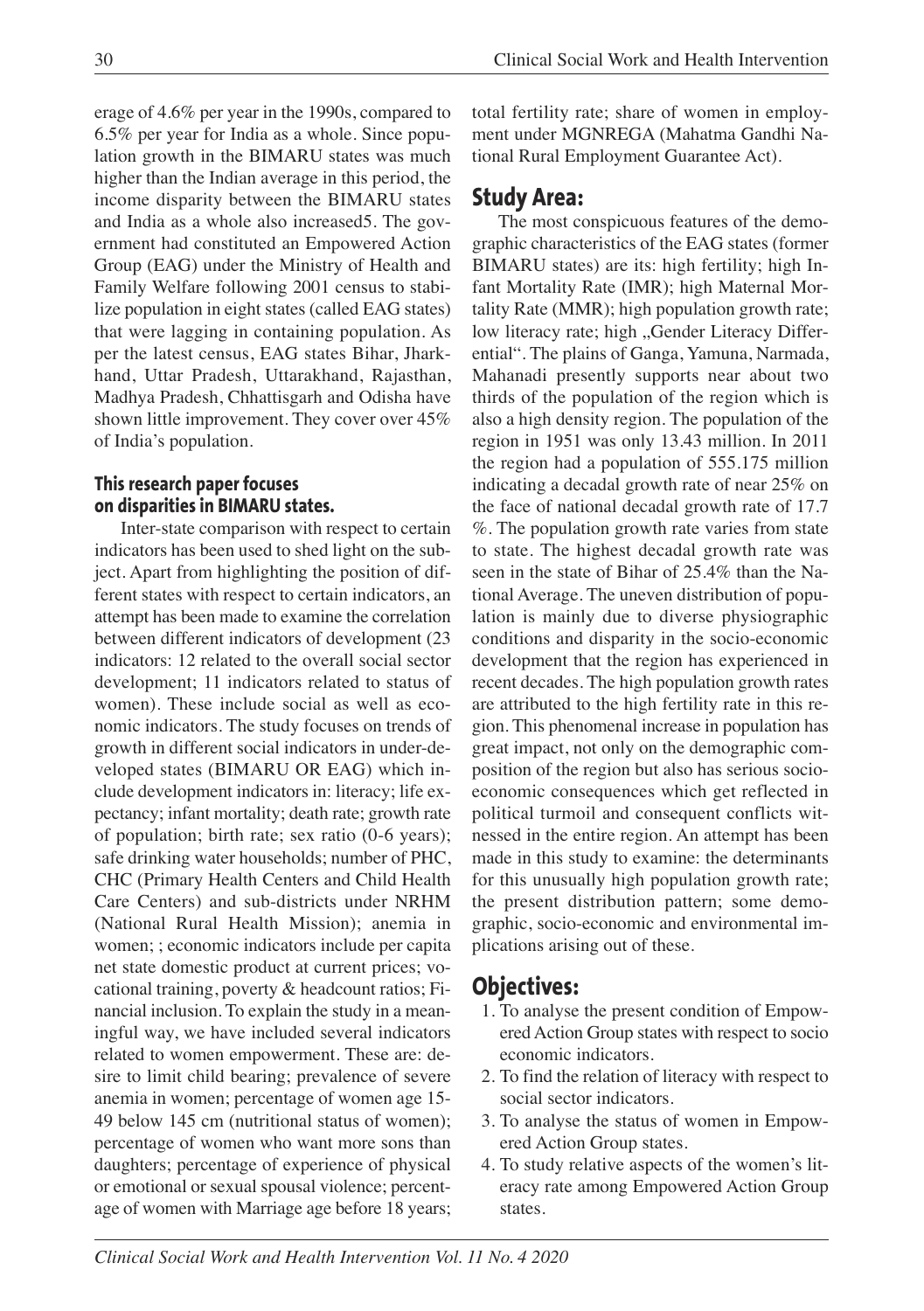erage of 4.6% per year in the 1990s, compared to 6.5% per year for India as a whole. Since population growth in the BIMARU states was much higher than the Indian average in this period, the income disparity between the BIMARU states and India as a whole also increased5. The government had constituted an Empowered Action Group (EAG) under the Ministry of Health and Family Welfare following 2001 census to stabilize population in eight states (called EAG states) that were lagging in containing population. As per the latest census, EAG states Bihar, Jharkhand, Uttar Pradesh, Uttarakhand, Rajasthan, Madhya Pradesh, Chhattisgarh and Odisha have shown little improvement. They cover over 45% of India's population.

### This research paper focuses on disparities in BIMARU states.

Inter-state comparison with respect to certain indicators has been used to shed light on the subject. Apart from highlighting the position of different states with respect to certain indicators, an attempt has been made to examine the correlation between different indicators of development (23 indicators: 12 related to the overall social sector development; 11 indicators related to status of women). These include social as well as economic indicators. The study focuses on trends of growth in different social indicators in under-developed states (BIMARU OR EAG) which include development indicators in: literacy; life expectancy; infant mortality; death rate; growth rate of population; birth rate; sex ratio (0-6 years); safe drinking water households; number of PHC, CHC (Primary Health Centers and Child Health Care Centers) and sub-districts under NRHM (National Rural Health Mission); anemia in women; ; economic indicators include per capita net state domestic product at current prices; vocational training, poverty & headcount ratios; Financial inclusion. To explain the study in a meaningful way, we have included several indicators related to women empowerment. These are: desire to limit child bearing; prevalence of severe anemia in women; percentage of women age 15-49 below 145 cm (nutritional status of women); percentage of women who want more sons than daughters; percentage of experience of physical or emotional or sexual spousal violence; percentage of women with Marriage age before 18 years; total fertility rate; share of women in employment under MGNREGA (Mahatma Gandhi National Rural Employment Guarantee Act).

## Study Area:

The most conspicuous features of the demographic characteristics of the EAG states (former BIMARU states) are its: high fertility; high Infant Mortality Rate (IMR); high Maternal Mortality Rate (MMR); high population growth rate; low literacy rate; high „Gender Literacy Differential". The plains of Ganga, Yamuna, Narmada, Mahanadi presently supports near about two thirds of the population of the region which is also a high density region. The population of the region in 1951 was only 13.43 million. In 2011 the region had a population of 555.175 million indicating a decadal growth rate of near 25% on the face of national decadal growth rate of 17.7 %. The population growth rate varies from state to state. The highest decadal growth rate was seen in the state of Bihar of 25.4% than the National Average. The uneven distribution of population is mainly due to diverse physiographic conditions and disparity in the socio-economic development that the region has experienced in recent decades. The high population growth rates are attributed to the high fertility rate in this region. This phenomenal increase in population has great impact, not only on the demographic composition of the region but also has serious socio-economic consequences which get reflected in political turmoil and consequent conflicts witnessed in the entire region. An attempt has been made in this study to examine: the determinants for this unusually high population growth rate; the present distribution pattern; some demographic, socio-economic and environmental implications arising out of these.

## Objectives:

1. To analyse the present condition of Empowered Action Group states with respect to socio economic indicators.
2. To find the relation of literacy with respect to social sector indicators.
3. To analyse the status of women in Empowered Action Group states.
4. To study relative aspects of the women's literacy rate among Empowered Action Group states.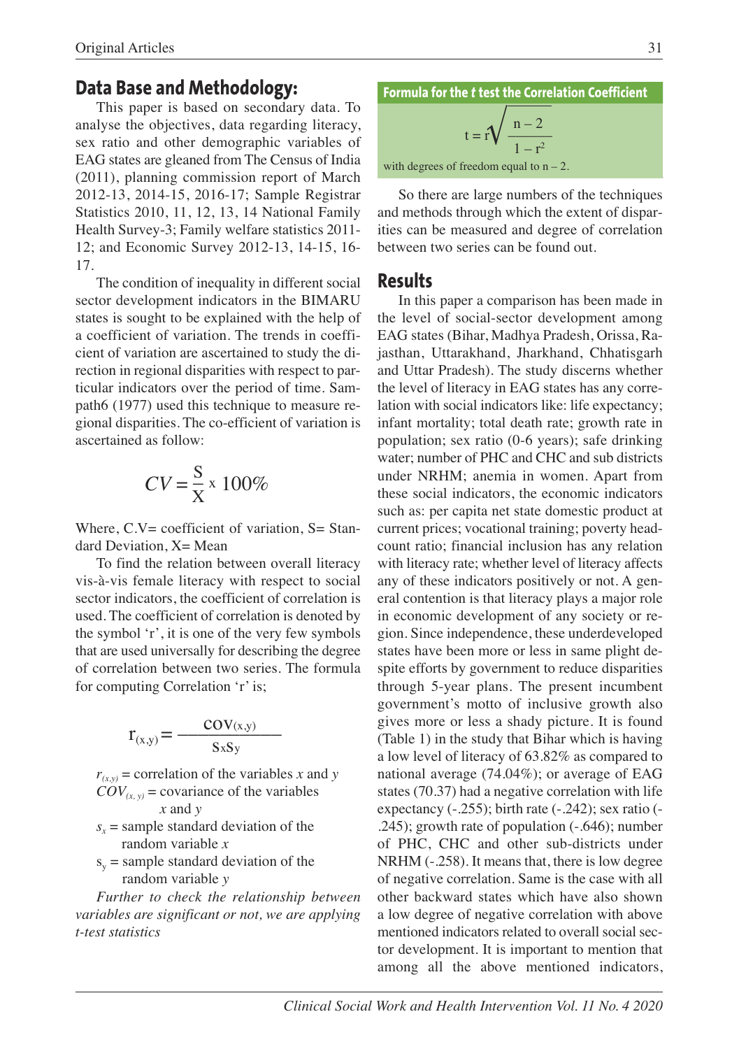## Data Base and Methodology:

This paper is based on secondary data. To analyse the objectives, data regarding literacy, sex ratio and other demographic variables of EAG states are gleaned from The Census of India (2011), planning commission report of March 2012-13, 2014-15, 2016-17; Sample Registrar Statistics 2010, 11, 12, 13, 14 National Family Health Survey-3; Family welfare statistics 2011-12; and Economic Survey 2012-13, 14-15, 16-17.

The condition of inequality in different social sector development indicators in the BIMARU states is sought to be explained with the help of a coefficient of variation. The trends in coefficient of variation are ascertained to study the direction in regional disparities with respect to particular indicators over the period of time. Sampath6 (1977) used this technique to measure regional disparities. The co-efficient of variation is ascertained as follow:

$$CV = \frac{S}{X} \times 100\%$$

Where, C.V= coefficient of variation, S= Standard Deviation, X= Mean

To find the relation between overall literacy vis-à-vis female literacy with respect to social sector indicators, the coefficient of correlation is used. The coefficient of correlation is denoted by the symbol 'r', it is one of the very few symbols that are used universally for describing the degree of correlation between two series. The formula for computing Correlation 'r' is;

$$r_{(x,y)} = \frac{\text{cov}(x,y)}{S_x S_y}$$

$r_{(x,y)}$ = correlation of the variables $x$ and $y$
$COV_{(x,y)}$ = covariance of the variables $x$ and $y$
$s_x$ = sample standard deviation of the random variable $x$
$s_y$ = sample standard deviation of the random variable $y$

*Further to check the relationship between variables are significant or not, we are applying t-test statistics*

**Formula for the *t* test the Correlation Coefficient**

$$t = r\sqrt{\frac{n-2}{1-r^2}}$$

with degrees of freedom equal to $n - 2$.

So there are large numbers of the techniques and methods through which the extent of disparities can be measured and degree of correlation between two series can be found out.

## Results

In this paper a comparison has been made in the level of social-sector development among EAG states (Bihar, Madhya Pradesh, Orissa, Rajasthan, Uttarakhand, Jharkhand, Chhatisgarh and Uttar Pradesh). The study discerns whether the level of literacy in EAG states has any correlation with social indicators like: life expectancy; infant mortality; total death rate; growth rate in population; sex ratio (0-6 years); safe drinking water; number of PHC and CHC and sub districts under NRHM; anemia in women. Apart from these social indicators, the economic indicators such as: per capita net state domestic product at current prices; vocational training; poverty headcount ratio; financial inclusion has any relation with literacy rate; whether level of literacy affects any of these indicators positively or not. A general contention is that literacy plays a major role in economic development of any society or region. Since independence, these underdeveloped states have been more or less in same plight despite efforts by government to reduce disparities through 5-year plans. The present incumbent government's motto of inclusive growth also gives more or less a shady picture. It is found (Table 1) in the study that Bihar which is having a low level of literacy of 63.82% as compared to national average (74.04%); or average of EAG states (70.37) had a negative correlation with life expectancy (-.255); birth rate (-.242); sex ratio (-.245); growth rate of population (-.646); number of PHC, CHC and other sub-districts under NRHM (-.258). It means that, there is low degree of negative correlation. Same is the case with all other backward states which have also shown a low degree of negative correlation with above mentioned indicators related to overall social sector development. It is important to mention that among all the above mentioned indicators,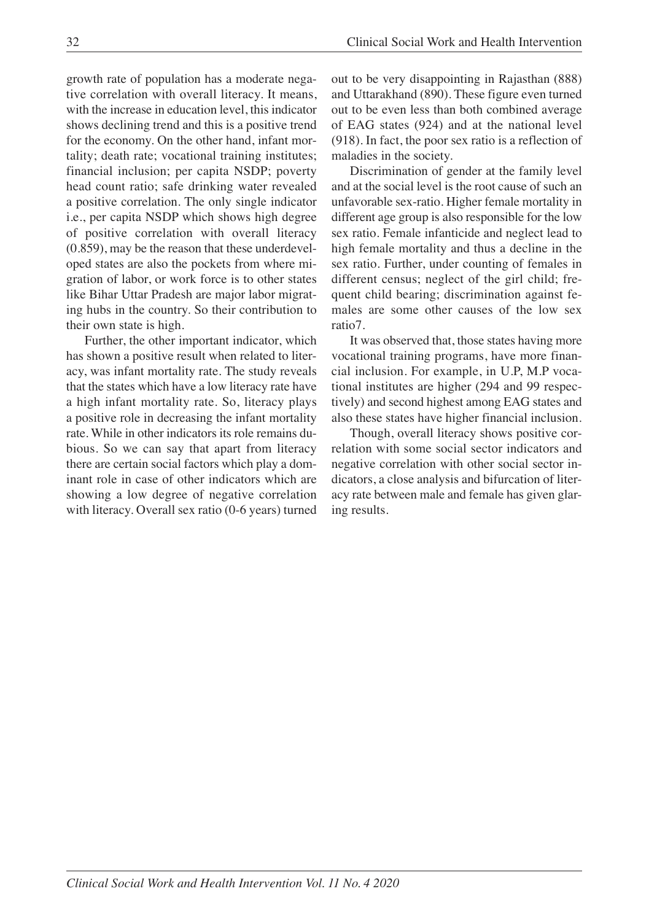growth rate of population has a moderate negative correlation with overall literacy. It means, with the increase in education level, this indicator shows declining trend and this is a positive trend for the economy. On the other hand, infant mortality; death rate; vocational training institutes; financial inclusion; per capita NSDP; poverty head count ratio; safe drinking water revealed a positive correlation. The only single indicator i.e., per capita NSDP which shows high degree of positive correlation with overall literacy (0.859), may be the reason that these underdeveloped states are also the pockets from where migration of labor, or work force is to other states like Bihar Uttar Pradesh are major labor migrating hubs in the country. So their contribution to their own state is high.

Further, the other important indicator, which has shown a positive result when related to literacy, was infant mortality rate. The study reveals that the states which have a low literacy rate have a high infant mortality rate. So, literacy plays a positive role in decreasing the infant mortality rate. While in other indicators its role remains dubious. So we can say that apart from literacy there are certain social factors which play a dominant role in case of other indicators which are showing a low degree of negative correlation with literacy. Overall sex ratio (0-6 years) turned out to be very disappointing in Rajasthan (888) and Uttarakhand (890). These figure even turned out to be even less than both combined average of EAG states (924) and at the national level (918). In fact, the poor sex ratio is a reflection of maladies in the society.

Discrimination of gender at the family level and at the social level is the root cause of such an unfavorable sex-ratio. Higher female mortality in different age group is also responsible for the low sex ratio. Female infanticide and neglect lead to high female mortality and thus a decline in the sex ratio. Further, under counting of females in different census; neglect of the girl child; frequent child bearing; discrimination against females are some other causes of the low sex ratio7.

It was observed that, those states having more vocational training programs, have more financial inclusion. For example, in U.P, M.P vocational institutes are higher (294 and 99 respectively) and second highest among EAG states and also these states have higher financial inclusion.

Though, overall literacy shows positive correlation with some social sector indicators and negative correlation with other social sector indicators, a close analysis and bifurcation of literacy rate between male and female has given glaring results.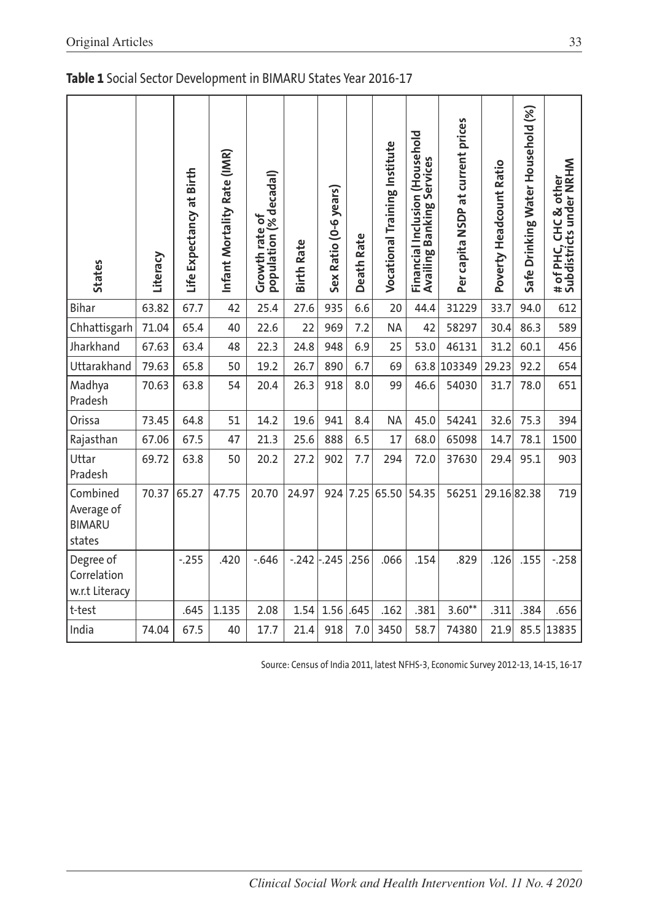**Table 1** Social Sector Development in BIMARU States Year 2016-17

| States | Literacy | Life Expectancy at Birth | Infant Mortality Rate (IMR) | Growth rate of population (% decadal) | Birth Rate | Sex Ratio (0-6 years) | Death Rate | Vocational Training Institute | Financial Inclusion (Household Availing Banking Services | Per capita NSDP at current prices | Poverty Headcount Ratio | Safe Drinking Water Household (%) | # of PHC, CHC & other Subdistricts under NRHM |
|---|---|---|---|---|---|---|---|---|---|---|---|---|---|
| Bihar | 63.82 | 67.7 | 42 | 25.4 | 27.6 | 935 | 6.6 | 20 | 44.4 | 31229 | 33.7 | 94.0 | 612 |
| Chhattisgarh | 71.04 | 65.4 | 40 | 22.6 | 22 | 969 | 7.2 | NA | 42 | 58297 | 30.4 | 86.3 | 589 |
| Jharkhand | 67.63 | 63.4 | 48 | 22.3 | 24.8 | 948 | 6.9 | 25 | 53.0 | 46131 | 31.2 | 60.1 | 456 |
| Uttarakhand | 79.63 | 65.8 | 50 | 19.2 | 26.7 | 890 | 6.7 | 69 | 63.8 | 103349 | 29.23 | 92.2 | 654 |
| Madhya Pradesh | 70.63 | 63.8 | 54 | 20.4 | 26.3 | 918 | 8.0 | 99 | 46.6 | 54030 | 31.7 | 78.0 | 651 |
| Orissa | 73.45 | 64.8 | 51 | 14.2 | 19.6 | 941 | 8.4 | NA | 45.0 | 54241 | 32.6 | 75.3 | 394 |
| Rajasthan | 67.06 | 67.5 | 47 | 21.3 | 25.6 | 888 | 6.5 | 17 | 68.0 | 65098 | 14.7 | 78.1 | 1500 |
| Uttar Pradesh | 69.72 | 63.8 | 50 | 20.2 | 27.2 | 902 | 7.7 | 294 | 72.0 | 37630 | 29.4 | 95.1 | 903 |
| Combined Average of BIMARU states | 70.37 | 65.27 | 47.75 | 20.70 | 24.97 | 924 | 7.25 | 65.50 | 54.35 | 56251 | 29.16 | 82.38 | 719 |
| Degree of Correlation w.r.t Literacy | | -.255 | .420 | -.646 | -.242 | -.245 | .256 | .066 | .154 | .829 | .126 | .155 | -.258 |
| t-test | | .645 | 1.135 | 2.08 | 1.54 | 1.56 | .645 | .162 | .381 | 3.60** | .311 | .384 | .656 |
| India | 74.04 | 67.5 | 40 | 17.7 | 21.4 | 918 | 7.0 | 3450 | 58.7 | 74380 | 21.9 | 85.5 | 13835 |

Source: Census of India 2011, latest NFHS-3, Economic Survey 2012-13, 14-15, 16-17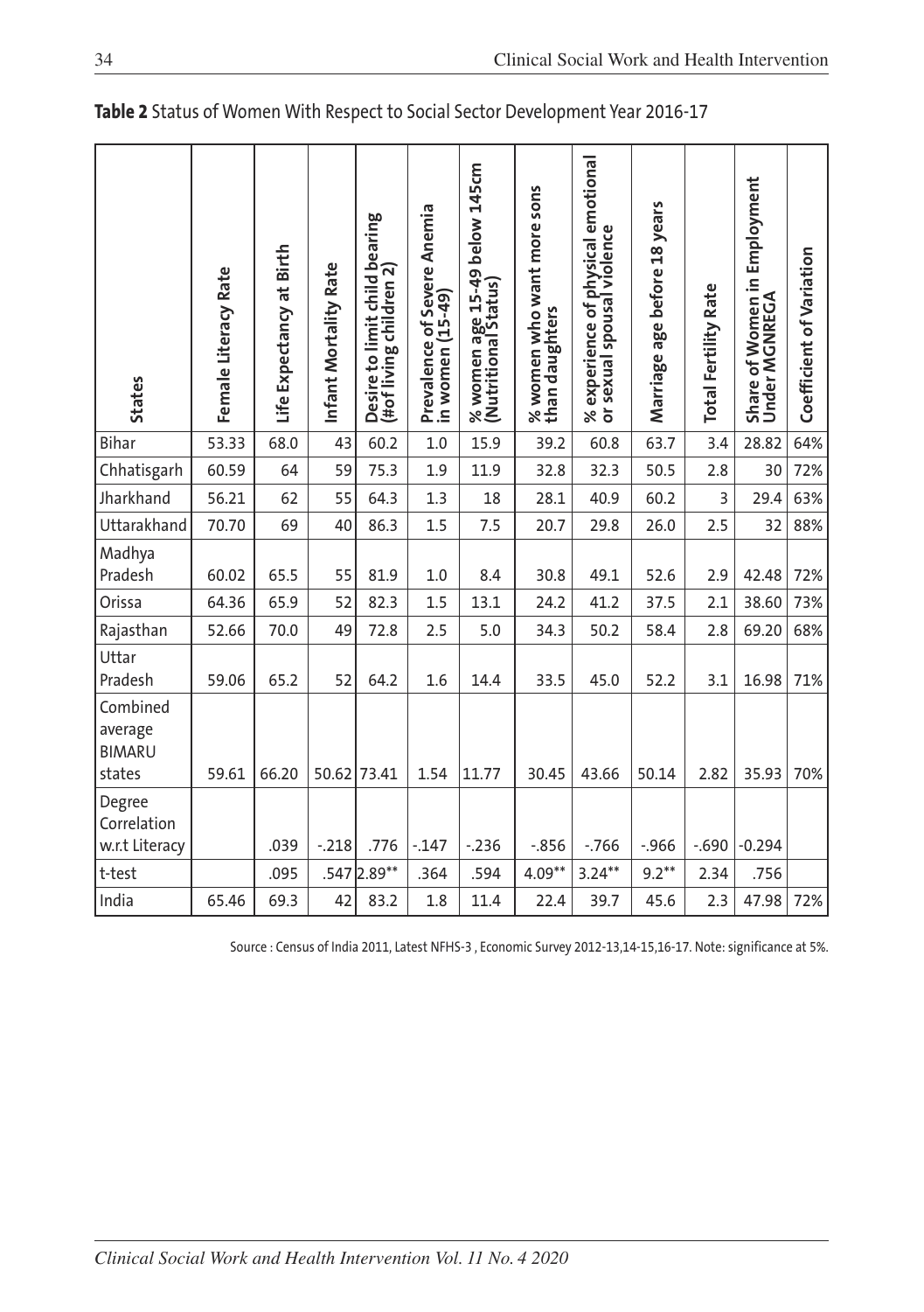**Table 2** Status of Women With Respect to Social Sector Development Year 2016-17

| States | Female Literacy Rate | Life Expectancy at Birth | Infant Mortality Rate | Desire to limit child bearing (#of living children 2) | Prevalence of Severe Anemia in women (15-49) | % women age 15-49 below 145cm (Nutritional Status) | % women who want more sons than daughters | % experience of physical emotional or sexual spousal violence | Marriage age before 18 years | Total Fertility Rate | Share of Women in Employment Under MGNREGA | Coefficient of Variation |
|---|---|---|---|---|---|---|---|---|---|---|---|---|
| Bihar | 53.33 | 68.0 | 43 | 60.2 | 1.0 | 15.9 | 39.2 | 60.8 | 63.7 | 3.4 | 28.82 | 64% |
| Chhatisgarh | 60.59 | 64 | 59 | 75.3 | 1.9 | 11.9 | 32.8 | 32.3 | 50.5 | 2.8 | 30 | 72% |
| Jharkhand | 56.21 | 62 | 55 | 64.3 | 1.3 | 18 | 28.1 | 40.9 | 60.2 | 3 | 29.4 | 63% |
| Uttarakhand | 70.70 | 69 | 40 | 86.3 | 1.5 | 7.5 | 20.7 | 29.8 | 26.0 | 2.5 | 32 | 88% |
| Madhya Pradesh | 60.02 | 65.5 | 55 | 81.9 | 1.0 | 8.4 | 30.8 | 49.1 | 52.6 | 2.9 | 42.48 | 72% |
| Orissa | 64.36 | 65.9 | 52 | 82.3 | 1.5 | 13.1 | 24.2 | 41.2 | 37.5 | 2.1 | 38.60 | 73% |
| Rajasthan | 52.66 | 70.0 | 49 | 72.8 | 2.5 | 5.0 | 34.3 | 50.2 | 58.4 | 2.8 | 69.20 | 68% |
| Uttar Pradesh | 59.06 | 65.2 | 52 | 64.2 | 1.6 | 14.4 | 33.5 | 45.0 | 52.2 | 3.1 | 16.98 | 71% |
| Combined average BIMARU states | 59.61 | 66.20 | 50.62 | 73.41 | 1.54 | 11.77 | 30.45 | 43.66 | 50.14 | 2.82 | 35.93 | 70% |
| Degree Correlation w.r.t Literacy | | .039 | -.218 | .776 | -.147 | -.236 | -.856 | -.766 | -.966 | -.690 | -0.294 | |
| t-test | | .095 | .547 | 2.89** | .364 | .594 | 4.09** | 3.24** | 9.2** | 2.34 | .756 | |
| India | 65.46 | 69.3 | 42 | 83.2 | 1.8 | 11.4 | 22.4 | 39.7 | 45.6 | 2.3 | 47.98 | 72% |

Source : Census of India 2011, Latest NFHS-3 , Economic Survey 2012-13,14-15,16-17. Note: significance at 5%.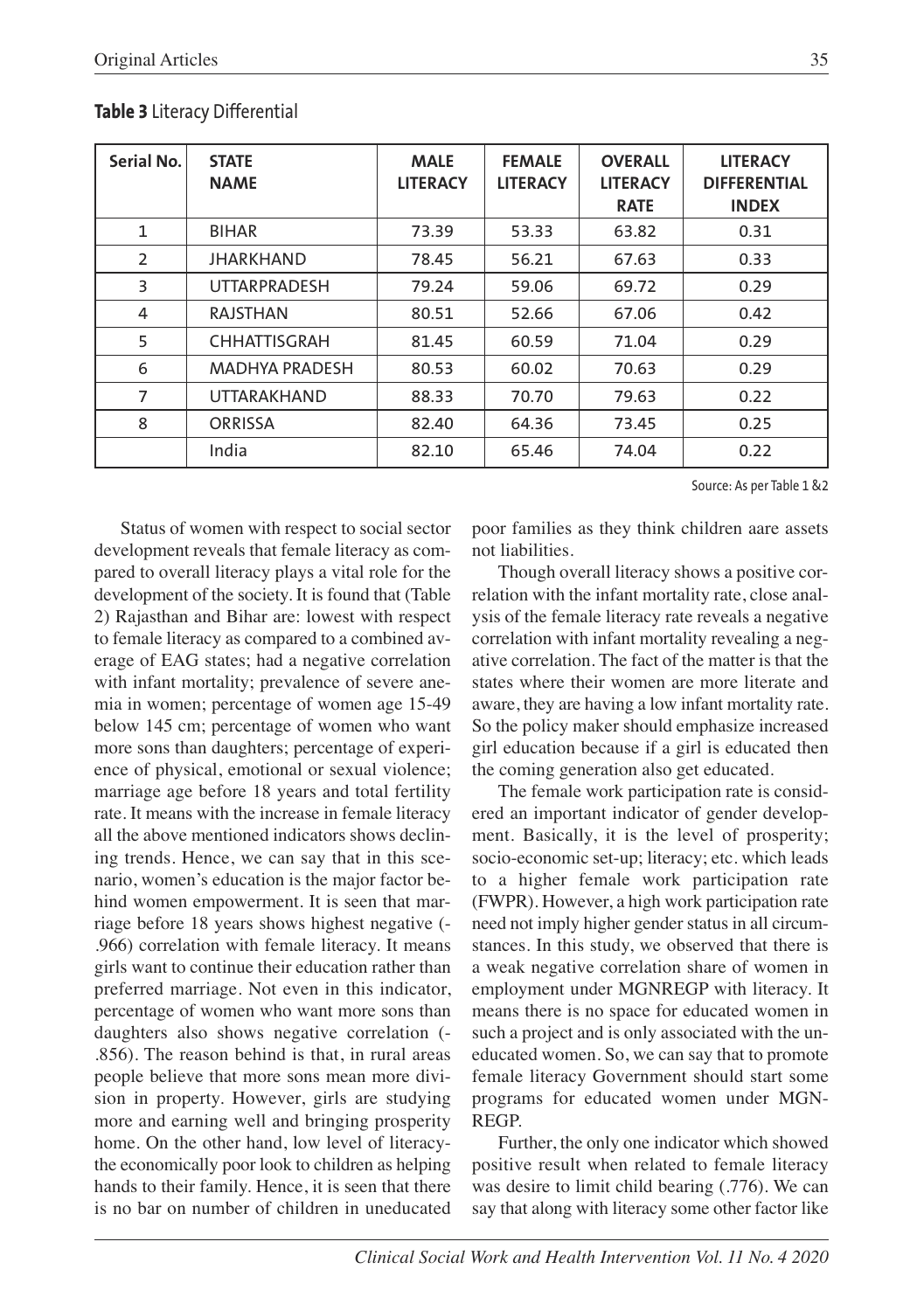**Table 3** Literacy Differential

| Serial No. | STATE NAME | MALE LITERACY | FEMALE LITERACY | OVERALL LITERACY RATE | LITERACY DIFFERENTIAL INDEX |
|---|---|---|---|---|---|
| 1 | BIHAR | 73.39 | 53.33 | 63.82 | 0.31 |
| 2 | JHARKHAND | 78.45 | 56.21 | 67.63 | 0.33 |
| 3 | UTTARPRADESH | 79.24 | 59.06 | 69.72 | 0.29 |
| 4 | RAJSTHAN | 80.51 | 52.66 | 67.06 | 0.42 |
| 5 | CHHATTISGRAH | 81.45 | 60.59 | 71.04 | 0.29 |
| 6 | MADHYA PRADESH | 80.53 | 60.02 | 70.63 | 0.29 |
| 7 | UTTARAKHAND | 88.33 | 70.70 | 79.63 | 0.22 |
| 8 | ORRISSA | 82.40 | 64.36 | 73.45 | 0.25 |
|  | India | 82.10 | 65.46 | 74.04 | 0.22 |

Source: As per Table 1 &2

Status of women with respect to social sector development reveals that female literacy as compared to overall literacy plays a vital role for the development of the society. It is found that (Table 2) Rajasthan and Bihar are: lowest with respect to female literacy as compared to a combined average of EAG states; had a negative correlation with infant mortality; prevalence of severe anemia in women; percentage of women age 15-49 below 145 cm; percentage of women who want more sons than daughters; percentage of experience of physical, emotional or sexual violence; marriage age before 18 years and total fertility rate. It means with the increase in female literacy all the above mentioned indicators shows declining trends. Hence, we can say that in this scenario, women's education is the major factor behind women empowerment. It is seen that marriage before 18 years shows highest negative (-.966) correlation with female literacy. It means girls want to continue their education rather than preferred marriage. Not even in this indicator, percentage of women who want more sons than daughters also shows negative correlation (-.856). The reason behind is that, in rural areas people believe that more sons mean more division in property. However, girls are studying more and earning well and bringing prosperity home. On the other hand, low level of literacy-the economically poor look to children as helping hands to their family. Hence, it is seen that there is no bar on number of children in uneducated poor families as they think children aare assets not liabilities.

Though overall literacy shows a positive correlation with the infant mortality rate, close analysis of the female literacy rate reveals a negative correlation with infant mortality revealing a negative correlation. The fact of the matter is that the states where their women are more literate and aware, they are having a low infant mortality rate. So the policy maker should emphasize increased girl education because if a girl is educated then the coming generation also get educated.

The female work participation rate is considered an important indicator of gender development. Basically, it is the level of prosperity; socio-economic set-up; literacy; etc. which leads to a higher female work participation rate (FWPR). However, a high work participation rate need not imply higher gender status in all circumstances. In this study, we observed that there is a weak negative correlation share of women in employment under MGNREGP with literacy. It means there is no space for educated women in such a project and is only associated with the uneducated women. So, we can say that to promote female literacy Government should start some programs for educated women under MGNREGP.

Further, the only one indicator which showed positive result when related to female literacy was desire to limit child bearing (.776). We can say that along with literacy some other factor like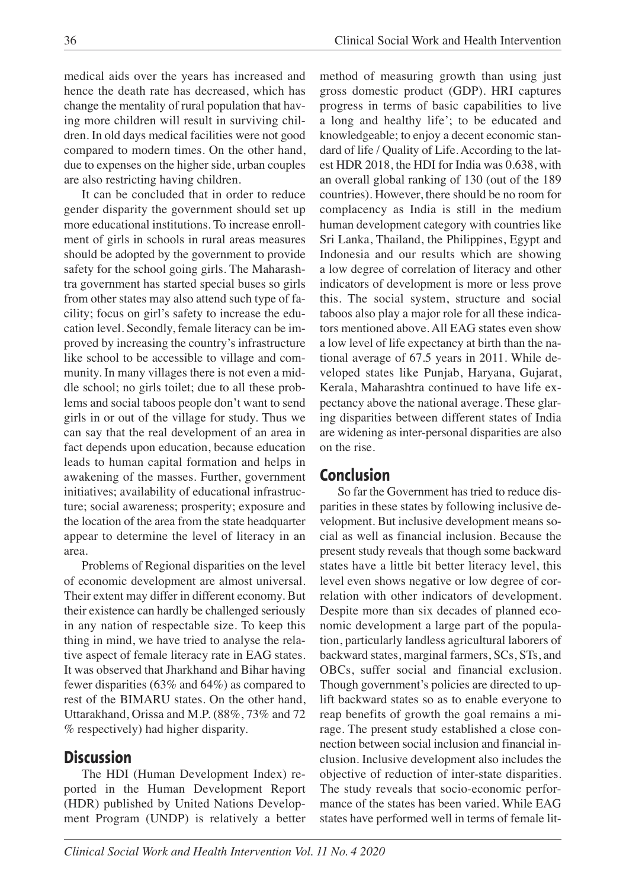medical aids over the years has increased and hence the death rate has decreased, which has change the mentality of rural population that having more children will result in surviving children. In old days medical facilities were not good compared to modern times. On the other hand, due to expenses on the higher side, urban couples are also restricting having children.

It can be concluded that in order to reduce gender disparity the government should set up more educational institutions. To increase enrollment of girls in schools in rural areas measures should be adopted by the government to provide safety for the school going girls. The Maharashtra government has started special buses so girls from other states may also attend such type of facility; focus on girl's safety to increase the education level. Secondly, female literacy can be improved by increasing the country's infrastructure like school to be accessible to village and community. In many villages there is not even a middle school; no girls toilet; due to all these problems and social taboos people don't want to send girls in or out of the village for study. Thus we can say that the real development of an area in fact depends upon education, because education leads to human capital formation and helps in awakening of the masses. Further, government initiatives; availability of educational infrastructure; social awareness; prosperity; exposure and the location of the area from the state headquarter appear to determine the level of literacy in an area.

Problems of Regional disparities on the level of economic development are almost universal. Their extent may differ in different economy. But their existence can hardly be challenged seriously in any nation of respectable size. To keep this thing in mind, we have tried to analyse the relative aspect of female literacy rate in EAG states. It was observed that Jharkhand and Bihar having fewer disparities (63% and 64%) as compared to rest of the BIMARU states. On the other hand, Uttarakhand, Orissa and M.P. (88%, 73% and 72 % respectively) had higher disparity.

## Discussion

The HDI (Human Development Index) reported in the Human Development Report (HDR) published by United Nations Development Program (UNDP) is relatively a better method of measuring growth than using just gross domestic product (GDP). HRI captures progress in terms of basic capabilities to live a long and healthy life'; to be educated and knowledgeable; to enjoy a decent economic standard of life / Quality of Life. According to the latest HDR 2018, the HDI for India was 0.638, with an overall global ranking of 130 (out of the 189 countries). However, there should be no room for complacency as India is still in the medium human development category with countries like Sri Lanka, Thailand, the Philippines, Egypt and Indonesia and our results which are showing a low degree of correlation of literacy and other indicators of development is more or less prove this. The social system, structure and social taboos also play a major role for all these indicators mentioned above. All EAG states even show a low level of life expectancy at birth than the national average of 67.5 years in 2011. While developed states like Punjab, Haryana, Gujarat, Kerala, Maharashtra continued to have life expectancy above the national average. These glaring disparities between different states of India are widening as inter-personal disparities are also on the rise.

## Conclusion

So far the Government has tried to reduce disparities in these states by following inclusive development. But inclusive development means social as well as financial inclusion. Because the present study reveals that though some backward states have a little bit better literacy level, this level even shows negative or low degree of correlation with other indicators of development. Despite more than six decades of planned economic development a large part of the population, particularly landless agricultural laborers of backward states, marginal farmers, SCs, STs, and OBCs, suffer social and financial exclusion. Though government's policies are directed to uplift backward states so as to enable everyone to reap benefits of growth the goal remains a mirage. The present study established a close connection between social inclusion and financial inclusion. Inclusive development also includes the objective of reduction of inter-state disparities. The study reveals that socio-economic performance of the states has been varied. While EAG states have performed well in terms of female lit-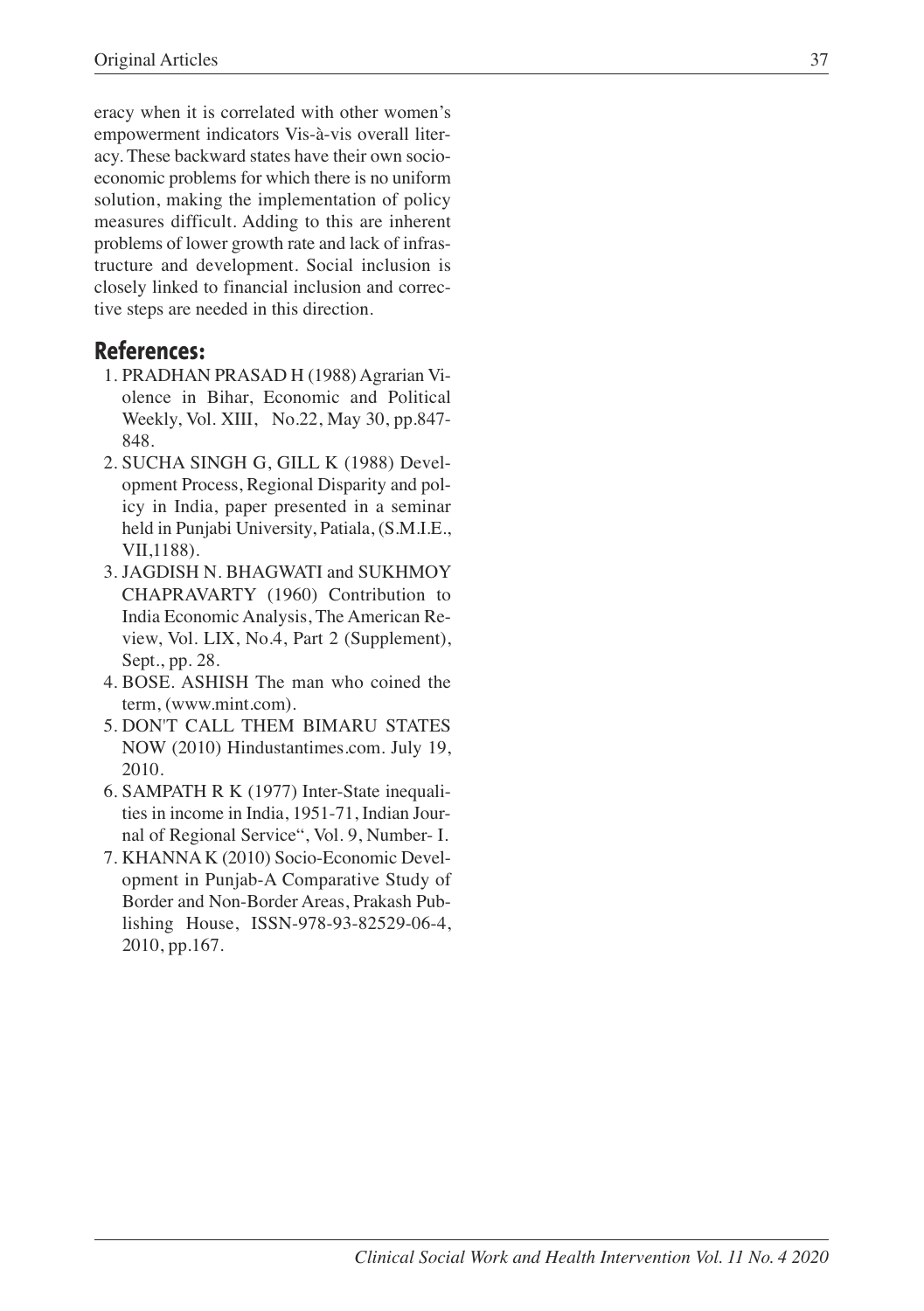eracy when it is correlated with other women's empowerment indicators Vis-à-vis overall literacy. These backward states have their own socioeconomic problems for which there is no uniform solution, making the implementation of policy measures difficult. Adding to this are inherent problems of lower growth rate and lack of infrastructure and development. Social inclusion is closely linked to financial inclusion and corrective steps are needed in this direction.

## References:

1. PRADHAN PRASAD H (1988) Agrarian Violence in Bihar, Economic and Political Weekly, Vol. XIII, No.22, May 30, pp.847-848.
2. SUCHA SINGH G, GILL K (1988) Development Process, Regional Disparity and policy in India, paper presented in a seminar held in Punjabi University, Patiala, (S.M.I.E., VII,1188).
3. JAGDISH N. BHAGWATI and SUKHMOY CHAPRAVARTY (1960) Contribution to India Economic Analysis, The American Review, Vol. LIX, No.4, Part 2 (Supplement), Sept., pp. 28.
4. BOSE. ASHISH The man who coined the term, (www.mint.com).
5. DON'T CALL THEM BIMARU STATES NOW (2010) Hindustantimes.com. July 19, 2010.
6. SAMPATH R K (1977) Inter-State inequalities in income in India, 1951-71, Indian Journal of Regional Service", Vol. 9, Number- I.
7. KHANNA K (2010) Socio-Economic Development in Punjab-A Comparative Study of Border and Non-Border Areas, Prakash Publishing House, ISSN-978-93-82529-06-4, 2010, pp.167.